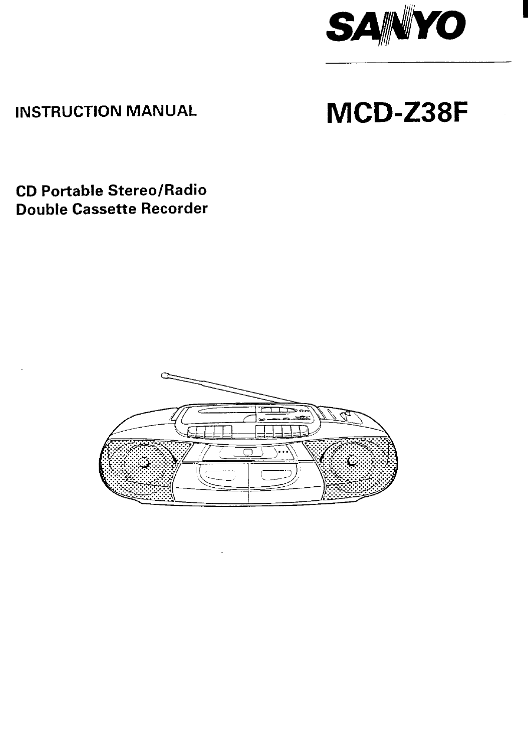SANYO

INSTRUCTION MANUAL

# MCD-Z38F

## CD Portable Stereo/Radio Double Cassette Recorder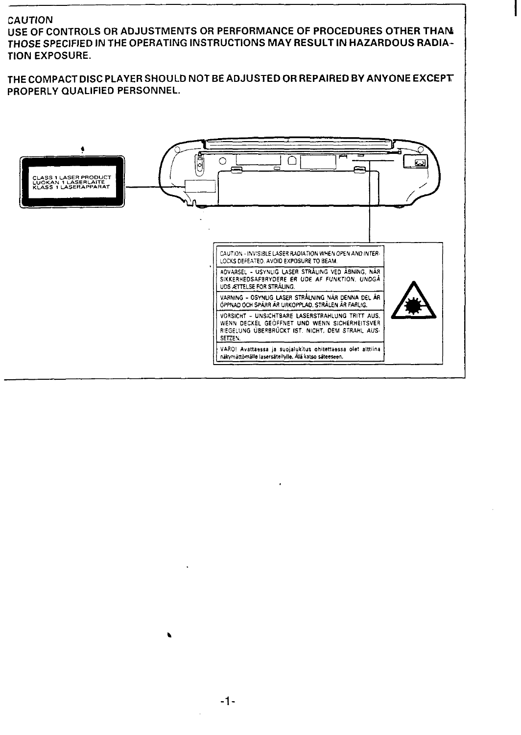CAUTION

USE OF CONTROLS OR ADJUSTMENTS OR PERFORMANCE OF PROCEDURES OTHER THAN THOSE SPECIFIED IN THE OPERATING INSTRUCTIONS MAY RESULT IN HAZARDOUS RADIATION EXPOSURE.

THE COMPACT DISC PLAYER SHOULD NOT BE ADJUSTED OR REPAIRED BY ANYONE EXCEPT PROPERLY QUALIFIED PERSONNEL.

CLASS 1 LASER PRODUCT
LUOKAN 1 LASERLAITE
KLASS 1 LASERAPPARAT

CAUTION - INVISIBLE LASER RADIATION WHEN OPEN AND INTERLOCKS DEFEATED. AVOID EXPOSURE TO BEAM.

ADVARSEL - USYNLIG LASER STRÅLING VED ÅBNING, NÅR SIKKERHEDSAFBRYDERE ER UDE AF FUNKTION. UNDGÅ UDSÆTTELSE FOR STRÅLING.

VARNING - OSYNLIG LASER STRÅLNING NÄR DENNA DEL ÄR ÖPPNAD OCH SPÄRR ÄR URKOPPLAD. STRÅLEN ÄR FARLIG.

VORSICHT - UNSICHTBARE LASERSTRAHLUNG TRITT AUS, WENN DECKEL GEÖFFNET UND WENN SICHERHEITSVERRIEGELUNG ÜBERBRÜCKT IST. NICHT DEM STRAHL AUSSETZEN.

VARO! Avattaessa ja suojalukitus ohitettaessa olet alttiina näkymättömälle lasersäteilylle. Älä katso säteeseen.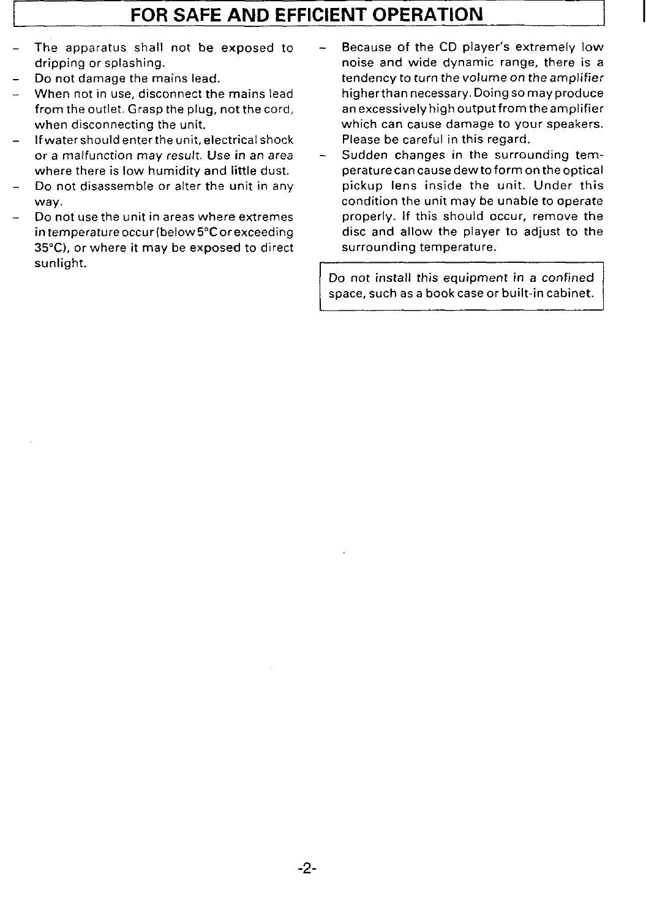# FOR SAFE AND EFFICIENT OPERATION

- The apparatus shall not be exposed to dripping or splashing.
- Do not damage the mains lead.
- When not in use, disconnect the mains lead from the outlet. Grasp the plug, not the cord, when disconnecting the unit.
- If water should enter the unit, electrical shock or a malfunction may result. Use in an area where there is low humidity and little dust.
- Do not disassemble or alter the unit in any way.
- Do not use the unit in areas where extremes in temperature occur (below 5°C or exceeding 35°C), or where it may be exposed to direct sunlight.
- Because of the CD player's extremely low noise and wide dynamic range, there is a tendency to turn the volume on the amplifier higher than necessary. Doing so may produce an excessively high output from the amplifier which can cause damage to your speakers. Please be careful in this regard.
- Sudden changes in the surrounding temperature can cause dew to form on the optical pickup lens inside the unit. Under this condition the unit may be unable to operate properly. If this should occur, remove the disc and allow the player to adjust to the surrounding temperature.

Do not install this equipment in a confined space, such as a book case or built-in cabinet.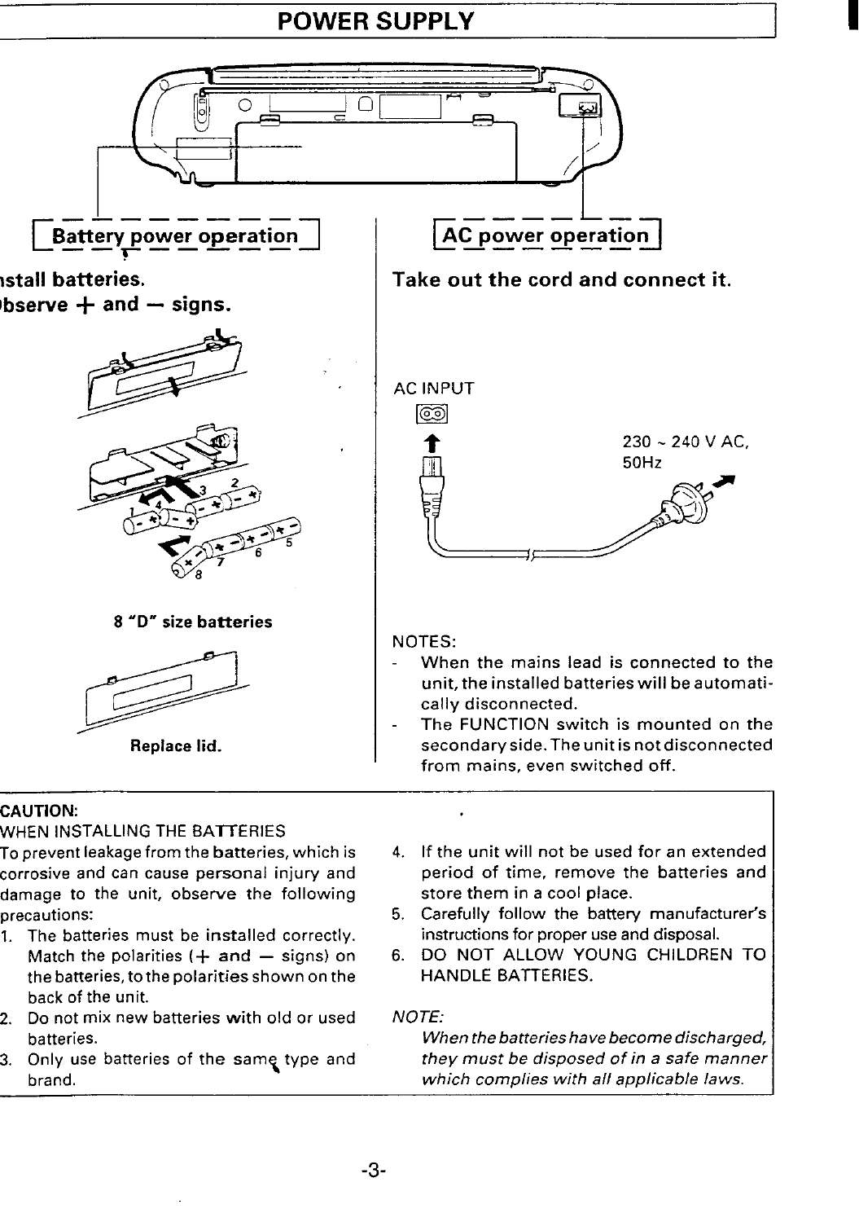# POWER SUPPLY

## Battery power operation

**Install batteries.**
**Observe + and – signs.**

**8 "D" size batteries**

**Replace lid.**

## AC power operation

**Take out the cord and connect it.**

AC INPUT

230 ~ 240 V AC, 50Hz

NOTES:

- When the mains lead is connected to the unit, the installed batteries will be automatically disconnected.
- The FUNCTION switch is mounted on the secondary side. The unit is not disconnected from mains, even switched off.

**CAUTION:**

WHEN INSTALLING THE BATTERIES

To prevent leakage from the batteries, which is corrosive and can cause personal injury and damage to the unit, observe the following precautions:

1. The batteries must be installed correctly. Match the polarities (+ and – signs) on the batteries, to the polarities shown on the back of the unit.
2. Do not mix new batteries with old or used batteries.
3. Only use batteries of the same type and brand.
4. If the unit will not be used for an extended period of time, remove the batteries and store them in a cool place.
5. Carefully follow the battery manufacturer's instructions for proper use and disposal.
6. DO NOT ALLOW YOUNG CHILDREN TO HANDLE BATTERIES.

*NOTE:*

*When the batteries have become discharged, they must be disposed of in a safe manner which complies with all applicable laws.*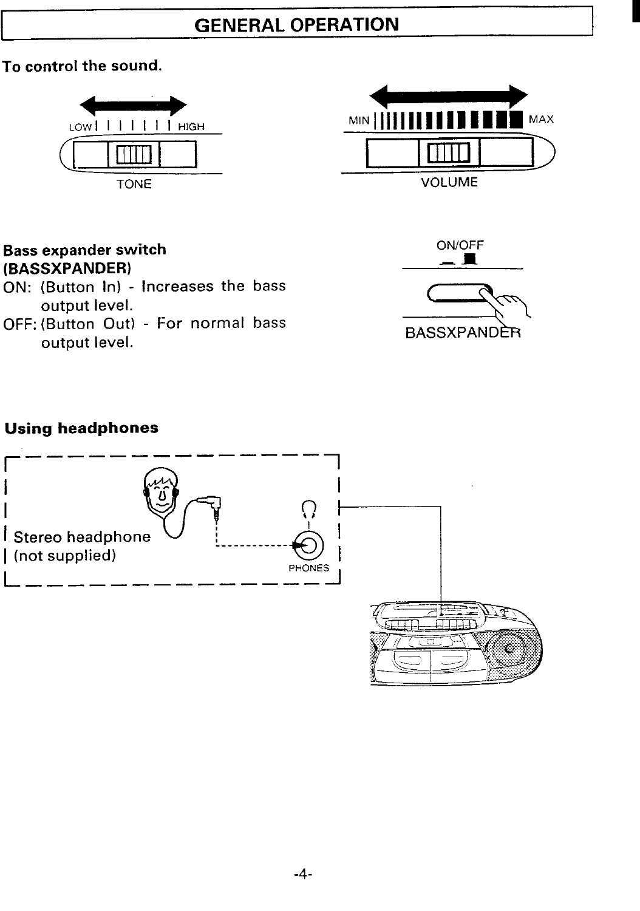# GENERAL OPERATION

**To control the sound.**

LOW HIGH

TONE

MIN MAX

VOLUME

**Bass expander switch (BASSXPANDER)**

ON: (Button In) - Increases the bass output level.

OFF: (Button Out) - For normal bass output level.

ON/OFF

BASSXPANDER

**Using headphones**

Stereo headphone (not supplied)

PHONES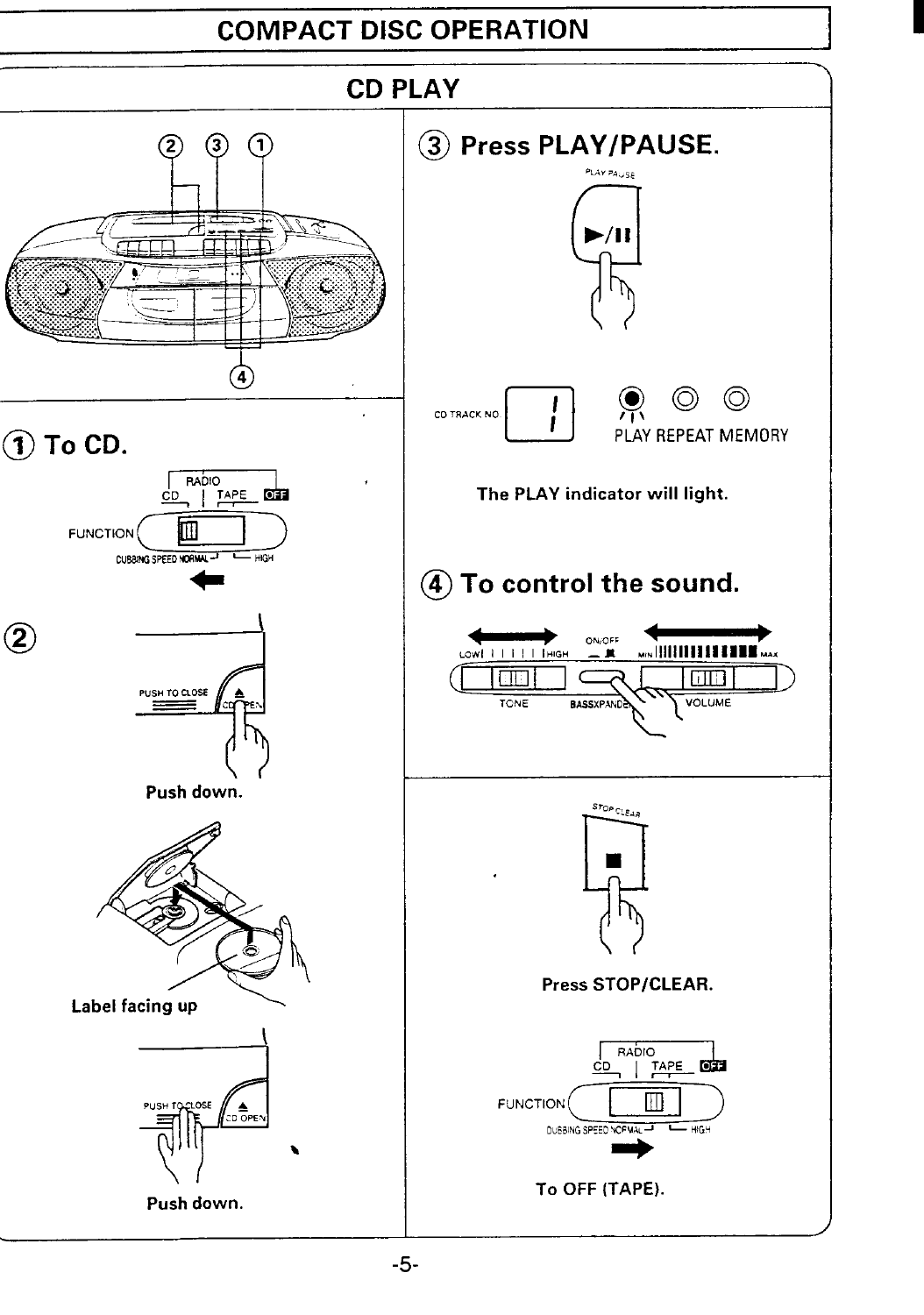# COMPACT DISC OPERATION

## CD PLAY

② ③ ①

④

### ① To CD.

RADIO
CD TAPE OFF
FUNCTION
DUBBING SPEED NORMAL HIGH

### ②

PUSH TO CLOSE
CD OPEN

Push down.

Label facing up

PUSH TO CLOSE
CD OPEN

Push down.

### ③ Press PLAY/PAUSE.

PLAY PAUSE

CD TRACK NO. 1

PLAY REPEAT MEMORY

The PLAY indicator will light.

### ④ To control the sound.

LOW HIGH
TONE

ON/OFF
BASSXPANDER

MIN MAX
VOLUME

STOP CLEAR

Press STOP/CLEAR.

RADIO
CD TAPE OFF
FUNCTION
DUBBING SPEED NORMAL HIGH

To OFF (TAPE).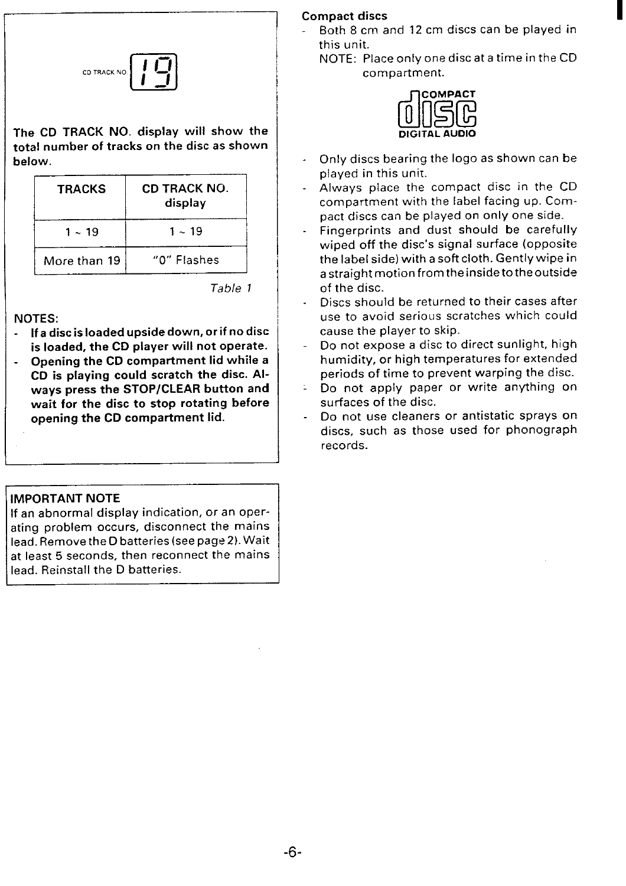CD TRACK NO 19

**The CD TRACK NO. display will show the total number of tracks on the disc as shown below.**

| TRACKS | CD TRACK NO. display |
|---|---|
| 1 ~ 19 | 1 ~ 19 |
| More than 19 | "0" Flashes |

*Table 1*

NOTES:

- **If a disc is loaded upside down, or if no disc is loaded, the CD player will not operate.**
- **Opening the CD compartment lid while a CD is playing could scratch the disc. Always press the STOP/CLEAR button and wait for the disc to stop rotating before opening the CD compartment lid.**

**IMPORTANT NOTE**

If an abnormal display indication, or an operating problem occurs, disconnect the mains lead. Remove the D batteries (see page 2). Wait at least 5 seconds, then reconnect the mains lead. Reinstall the D batteries.

**Compact discs**

- Both 8 cm and 12 cm discs can be played in this unit.

  NOTE: Place only one disc at a time in the CD compartment.

COMPACT disc DIGITAL AUDIO

- Only discs bearing the logo as shown can be played in this unit.
- Always place the compact disc in the CD compartment with the label facing up. Compact discs can be played on only one side.
- Fingerprints and dust should be carefully wiped off the disc's signal surface (opposite the label side) with a soft cloth. Gently wipe in a straight motion from the inside to the outside of the disc.
- Discs should be returned to their cases after use to avoid serious scratches which could cause the player to skip.
- Do not expose a disc to direct sunlight, high humidity, or high temperatures for extended periods of time to prevent warping the disc.
- Do not apply paper or write anything on surfaces of the disc.
- Do not use cleaners or antistatic sprays on discs, such as those used for phonograph records.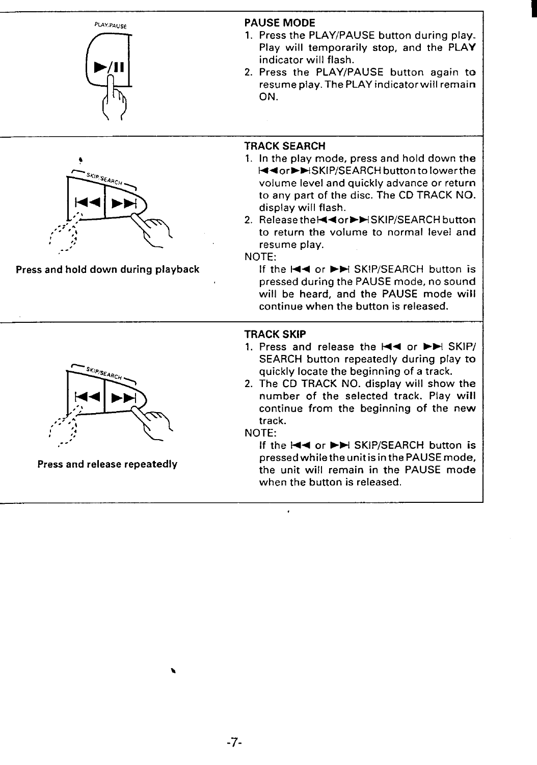PLAY/PAUSE

### PAUSE MODE

1. Press the PLAY/PAUSE button during play. Play will temporarily stop, and the PLAY indicator will flash.
2. Press the PLAY/PAUSE button again to resume play. The PLAY indicator will remain ON.

**Press and hold down during playback**

### TRACK SEARCH

1. In the play mode, press and hold down the |◀◀ or ▶▶| SKIP/SEARCH button to lower the volume level and quickly advance or return to any part of the disc. The CD TRACK NO. display will flash.
2. Release the |◀◀ or ▶▶| SKIP/SEARCH button to return the volume to normal level and resume play.

NOTE:
If the |◀◀ or ▶▶| SKIP/SEARCH button is pressed during the PAUSE mode, no sound will be heard, and the PAUSE mode will continue when the button is released.

**Press and release repeatedly**

### TRACK SKIP

1. Press and release the |◀◀ or ▶▶| SKIP/SEARCH button repeatedly during play to quickly locate the beginning of a track.
2. The CD TRACK NO. display will show the number of the selected track. Play will continue from the beginning of the new track.

NOTE:
If the |◀◀ or ▶▶| SKIP/SEARCH button is pressed while the unit is in the PAUSE mode, the unit will remain in the PAUSE mode when the button is released.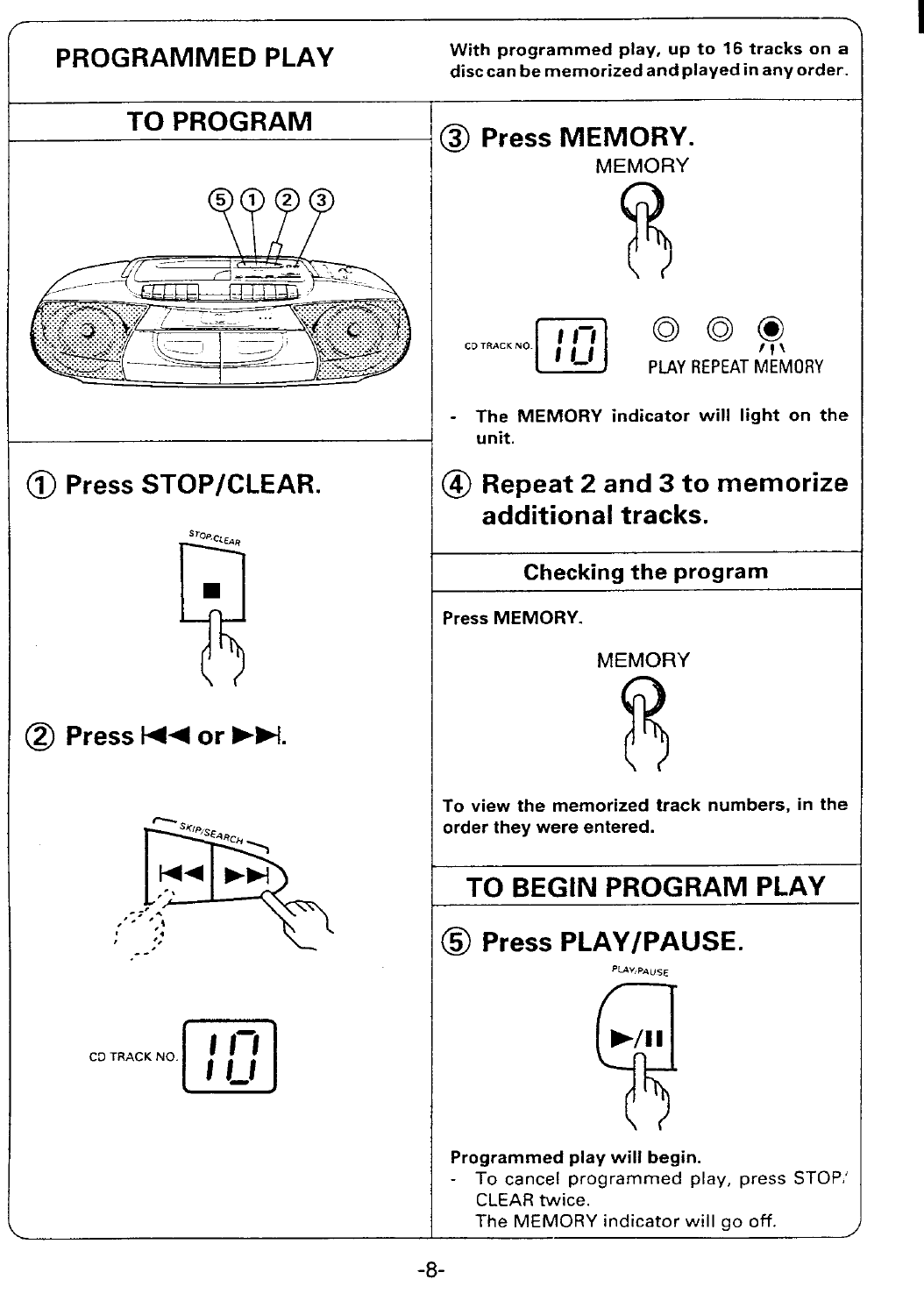# PROGRAMMED PLAY

With programmed play, up to 16 tracks on a disc can be memorized and played in any order.

## TO PROGRAM

### ① Press STOP/CLEAR.

STOP/CLEAR

### ② Press ⏮ or ⏭.

SKIP/SEARCH

CD TRACK NO. 10

### ③ Press MEMORY.

MEMORY

CD TRACK NO. 10

PLAY REPEAT MEMORY

- The MEMORY indicator will light on the unit.

### ④ Repeat 2 and 3 to memorize additional tracks.

#### Checking the program

Press MEMORY.

MEMORY

To view the memorized track numbers, in the order they were entered.

## TO BEGIN PROGRAM PLAY

### ⑤ Press PLAY/PAUSE.

PLAY/PAUSE

**Programmed play will begin.**

- To cancel programmed play, press STOP/CLEAR twice. The MEMORY indicator will go off.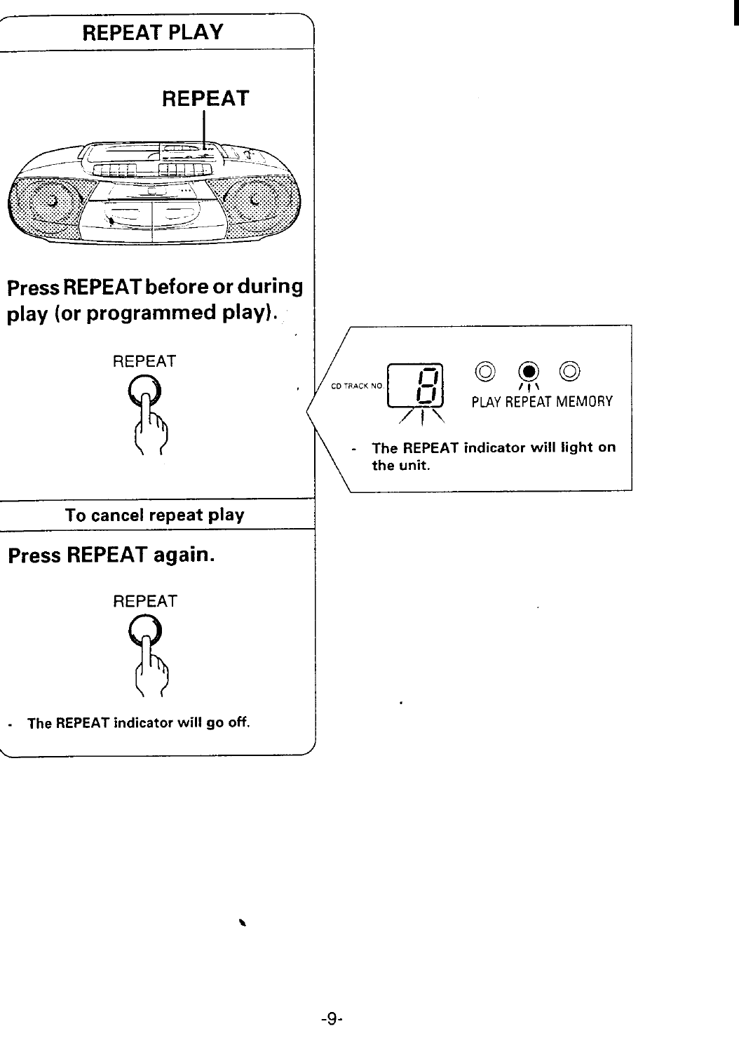## REPEAT PLAY

REPEAT

**Press REPEAT before or during play (or programmed play).**

REPEAT

CD TRACK NO.

PLAY REPEAT MEMORY

- **The REPEAT indicator will light on the unit.**

### To cancel repeat play

**Press REPEAT again.**

REPEAT

- **The REPEAT indicator will go off.**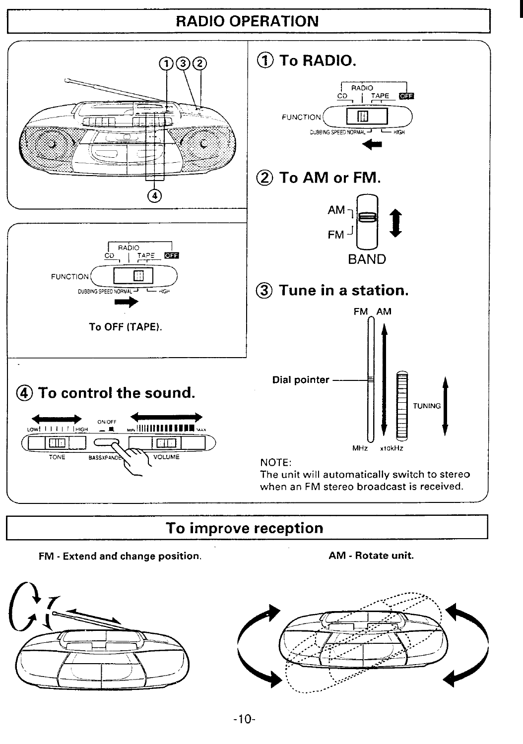# RADIO OPERATION

① To RADIO.

RADIO
CD | TAPE OFF
FUNCTION
DUBBING SPEED NORMAL — HIGH

② To AM or FM.

AM
FM
BAND

③ Tune in a station.

FM AM

Dial pointer

TUNING

MHz x10kHz

NOTE:
The unit will automatically switch to stereo when an FM stereo broadcast is received.

RADIO
CD | TAPE OFF
FUNCTION
DUBBING SPEED NORMAL — HIGH

**To OFF (TAPE).**

④ To control the sound.

LOW — HIGH
ON/OFF
MIN — MAX
TONE
BASSXPANDER
VOLUME

## To improve reception

**FM - Extend and change position.**

**AM - Rotate unit.**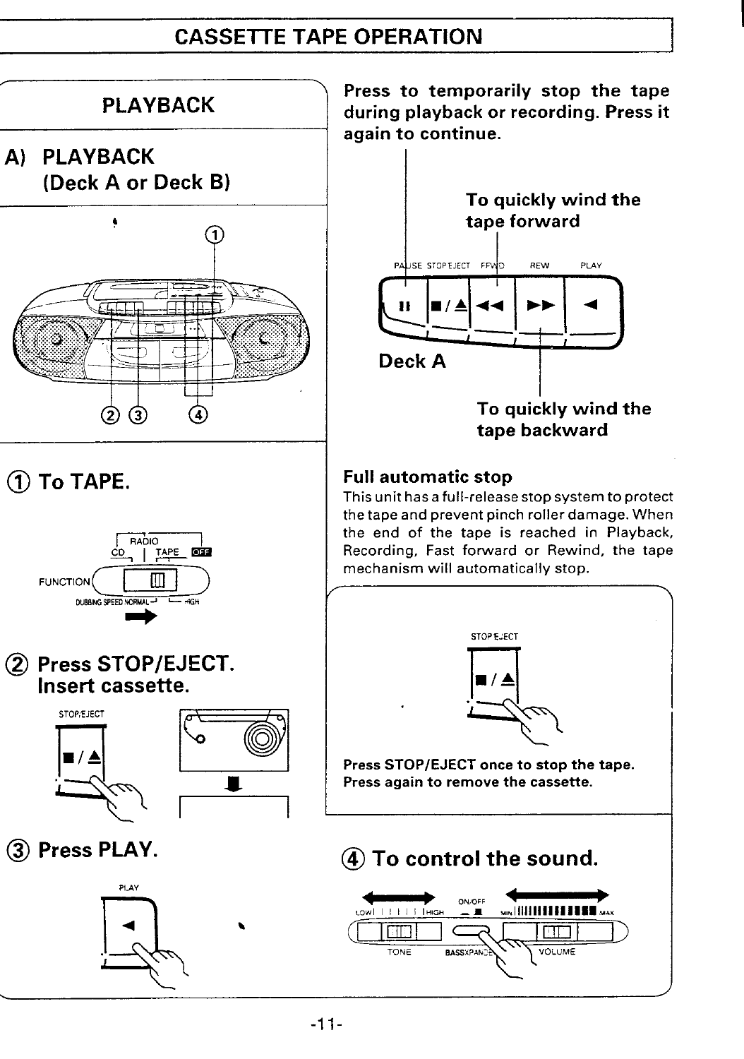# CASSETTE TAPE OPERATION

## PLAYBACK

### A) PLAYBACK (Deck A or Deck B)

① To TAPE.

RADIO
CD | TAPE OFF
FUNCTION
DUBBING SPEED NORMAL HIGH

② Press STOP/EJECT. Insert cassette.

STOP/EJECT

③ Press PLAY.

PLAY

**Press to temporarily stop the tape during playback or recording. Press it again to continue.**

**To quickly wind the tape forward**

PAUSE STOP/EJECT FFWD REW PLAY

Deck A

**To quickly wind the tape backward**

**Full automatic stop**

This unit has a full-release stop system to protect the tape and prevent pinch roller damage. When the end of the tape is reached in Playback, Recording, Fast forward or Rewind, the tape mechanism will automatically stop.

STOP/EJECT

**Press STOP/EJECT once to stop the tape. Press again to remove the cassette.**

④ To control the sound.

LOW HIGH ON/OFF MIN MAX
TONE BASSXPANDER VOLUME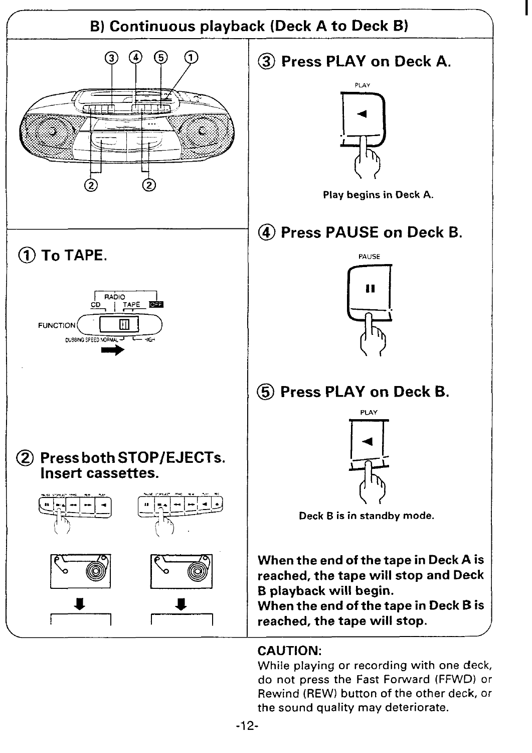## B) Continuous playback (Deck A to Deck B)

### ① To TAPE.

### ② Press both STOP/EJECTs. Insert cassettes.

### ③ Press PLAY on Deck A.

Play begins in Deck A.

### ④ Press PAUSE on Deck B.

### ⑤ Press PLAY on Deck B.

Deck B is in standby mode.

**When the end of the tape in Deck A is reached, the tape will stop and Deck B playback will begin.**
**When the end of the tape in Deck B is reached, the tape will stop.**

**CAUTION:**
While playing or recording with one deck, do not press the Fast Forward (FFWD) or Rewind (REW) button of the other deck, or the sound quality may deteriorate.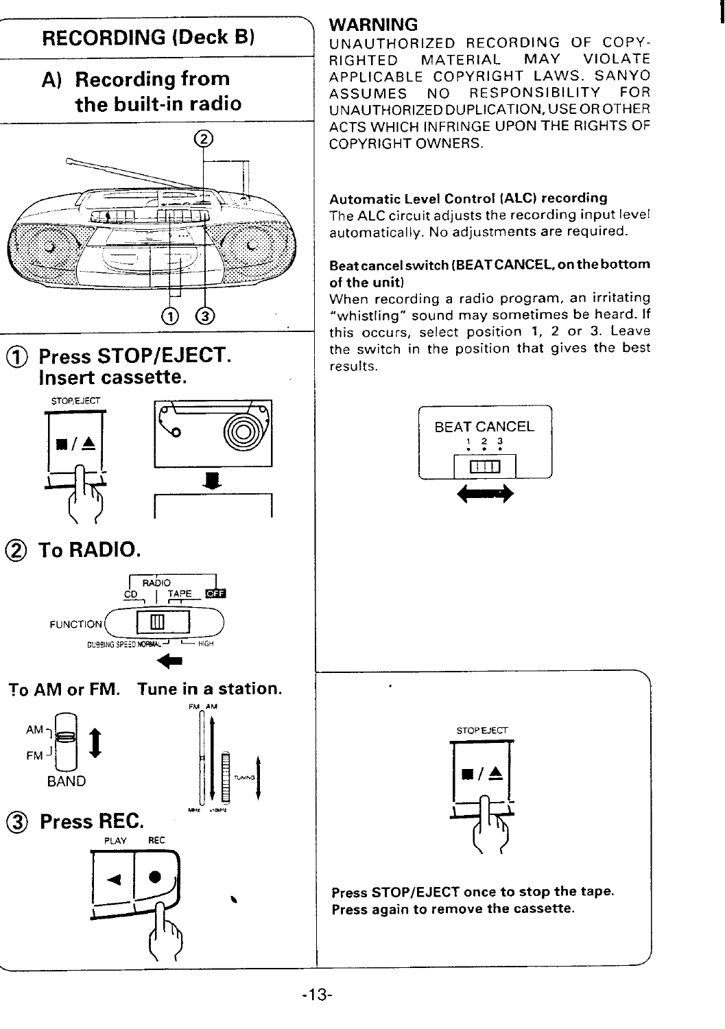# RECORDING (Deck B)

## A) Recording from the built-in radio

① Press STOP/EJECT.
Insert cassette.

STOP/EJECT

② To RADIO.

RADIO
CD | TAPE OFF
FUNCTION
DUBBING SPEED NORMAL HIGH

To AM or FM. Tune in a station.

AM
FM
BAND

③ Press REC.

PLAY REC

## WARNING

UNAUTHORIZED RECORDING OF COPYRIGHTED MATERIAL MAY VIOLATE APPLICABLE COPYRIGHT LAWS. SANYO ASSUMES NO RESPONSIBILITY FOR UNAUTHORIZED DUPLICATION, USE OR OTHER ACTS WHICH INFRINGE UPON THE RIGHTS OF COPYRIGHT OWNERS.

**Automatic Level Control (ALC) recording**

The ALC circuit adjusts the recording input level automatically. No adjustments are required.

**Beat cancel switch (BEAT CANCEL, on the bottom of the unit)**

When recording a radio program, an irritating "whistling" sound may sometimes be heard. If this occurs, select position 1, 2 or 3. Leave the switch in the position that gives the best results.

BEAT CANCEL
1 2 3

STOP/EJECT

**Press STOP/EJECT once to stop the tape.**
**Press again to remove the cassette.**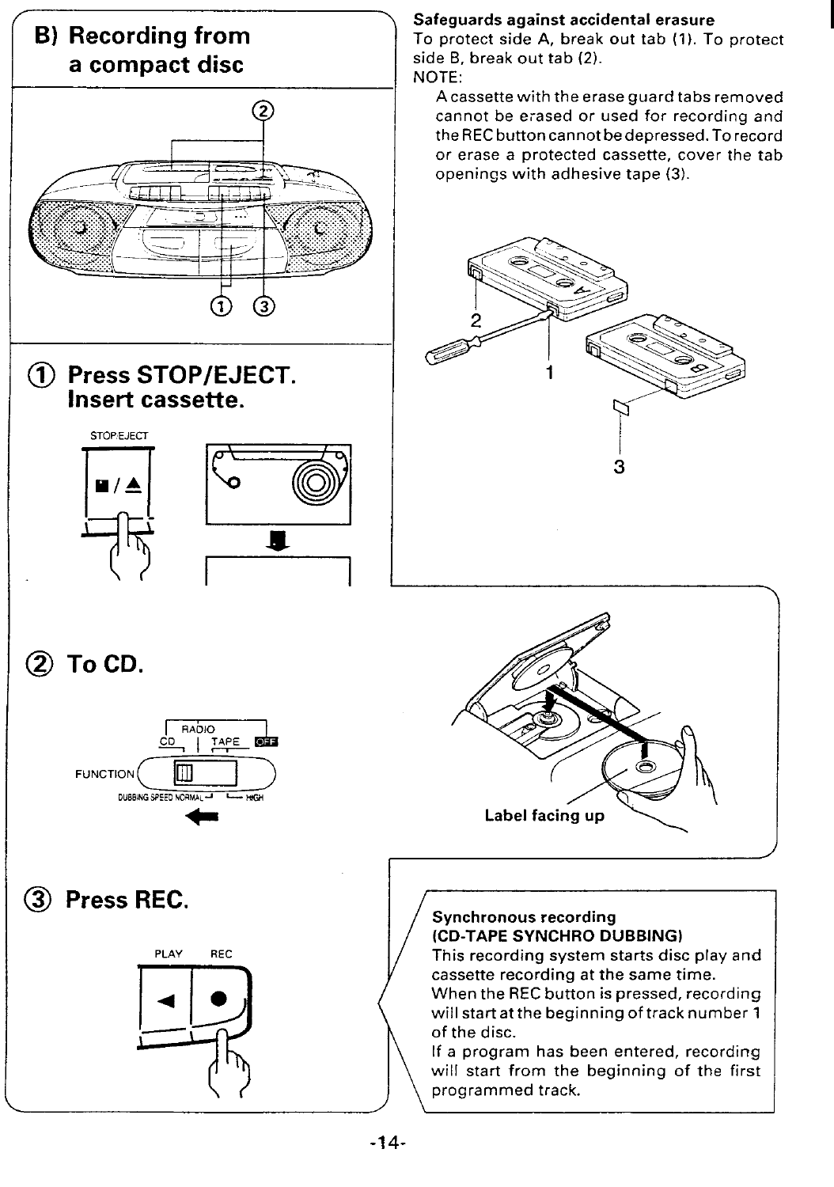## B) Recording from a compact disc

### ① Press STOP/EJECT. Insert cassette.

STOP/EJECT

### ② To CD.

RADIO
CD | TAPE OFF
FUNCTION
DUBBING SPEED NORMAL HIGH

Label facing up

### ③ Press REC.

PLAY REC

**Safeguards against accidental erasure**

To protect side A, break out tab (1). To protect side B, break out tab (2).

NOTE:

A cassette with the erase guard tabs removed cannot be erased or used for recording and the REC button cannot be depressed. To record or erase a protected cassette, cover the tab openings with adhesive tape (3).

**Synchronous recording (CD-TAPE SYNCHRO DUBBING)**

This recording system starts disc play and cassette recording at the same time.
When the REC button is pressed, recording will start at the beginning of track number 1 of the disc.
If a program has been entered, recording will start from the beginning of the first programmed track.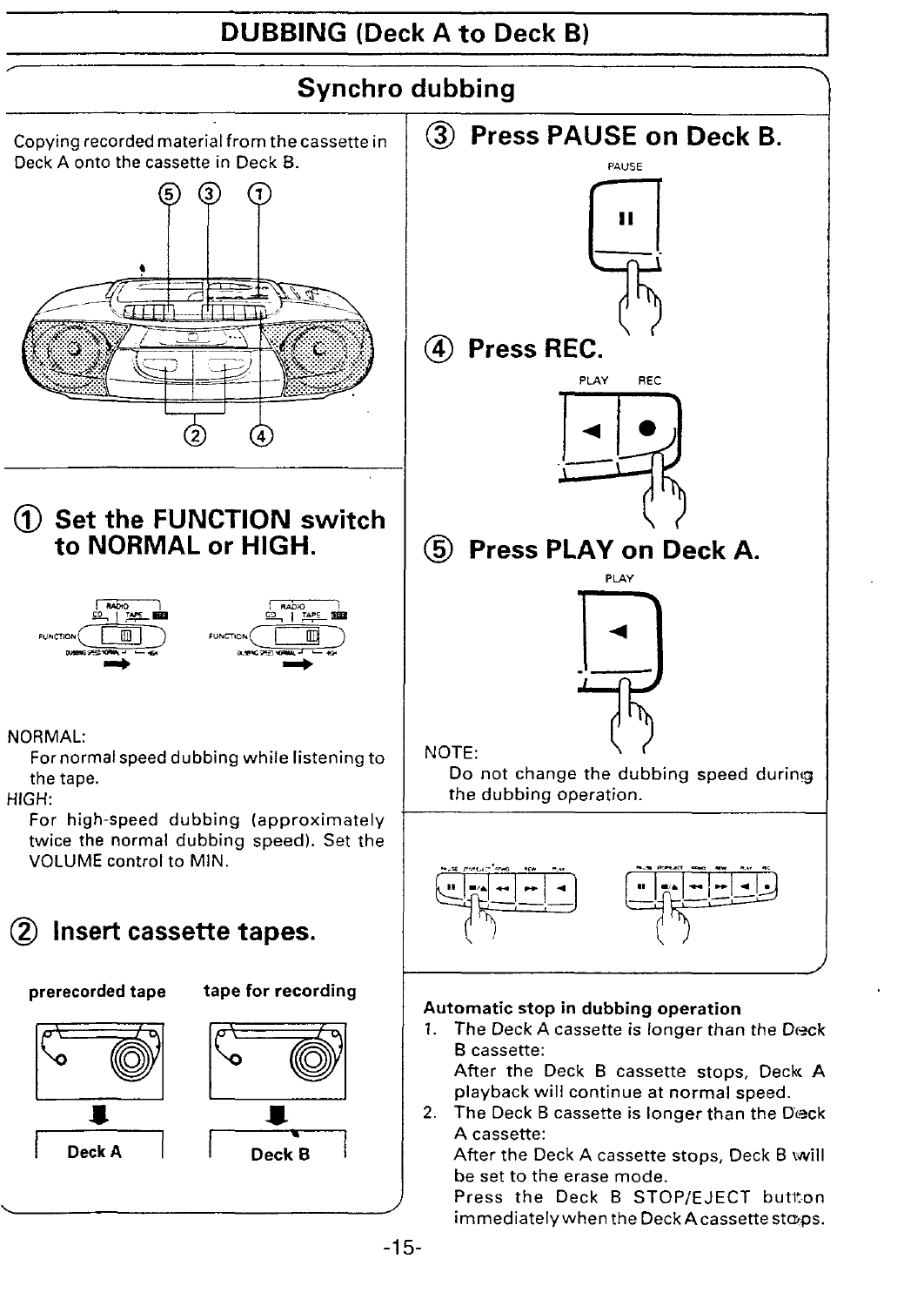# DUBBING (Deck A to Deck B)

## Synchro dubbing

Copying recorded material from the cassette in Deck A onto the cassette in Deck B.

### ① Set the FUNCTION switch to NORMAL or HIGH.

NORMAL:
For normal speed dubbing while listening to the tape.

HIGH:
For high-speed dubbing (approximately twice the normal dubbing speed). Set the VOLUME control to MIN.

### ② Insert cassette tapes.

prerecorded tape → Deck A

tape for recording → Deck B

### ③ Press PAUSE on Deck B.

### ④ Press REC.

### ⑤ Press PLAY on Deck A.

NOTE:
Do not change the dubbing speed during the dubbing operation.

**Automatic stop in dubbing operation**

1. The Deck A cassette is longer than the Deck B cassette:
   After the Deck B cassette stops, Deck A playback will continue at normal speed.
2. The Deck B cassette is longer than the Deck A cassette:
   After the Deck A cassette stops, Deck B will be set to the erase mode.
   Press the Deck B STOP/EJECT button immediately when the Deck A cassette stops.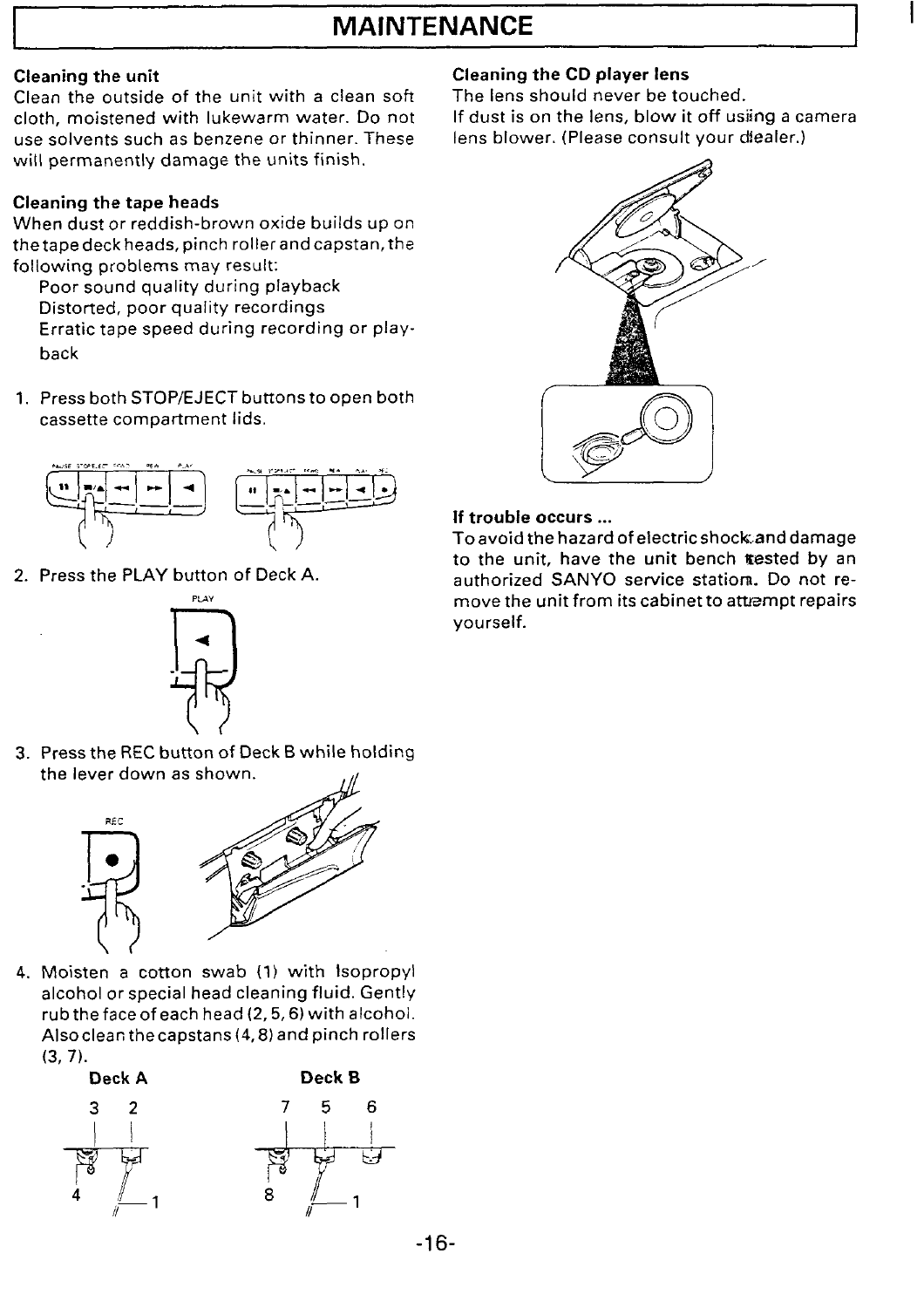# MAINTENANCE

## Cleaning the unit

Clean the outside of the unit with a clean soft cloth, moistened with lukewarm water. Do not use solvents such as benzene or thinner. These will permanently damage the units finish.

## Cleaning the tape heads

When dust or reddish-brown oxide builds up on the tape deck heads, pinch roller and capstan, the following problems may result:

Poor sound quality during playback
Distorted, poor quality recordings
Erratic tape speed during recording or playback

1. Press both STOP/EJECT buttons to open both cassette compartment lids.

2. Press the PLAY button of Deck A.

3. Press the REC button of Deck B while holding the lever down as shown.

4. Moisten a cotton swab (1) with Isopropyl alcohol or special head cleaning fluid. Gently rub the face of each head (2, 5, 6) with alcohol. Also clean the capstans (4, 8) and pinch rollers (3, 7).

**Deck A** **Deck B**

## Cleaning the CD player lens

The lens should never be touched.
If dust is on the lens, blow it off using a camera lens blower. (Please consult your dealer.)

## If trouble occurs ...

To avoid the hazard of electric shock and damage to the unit, have the unit bench tested by an authorized SANYO service station. Do not remove the unit from its cabinet to attempt repairs yourself.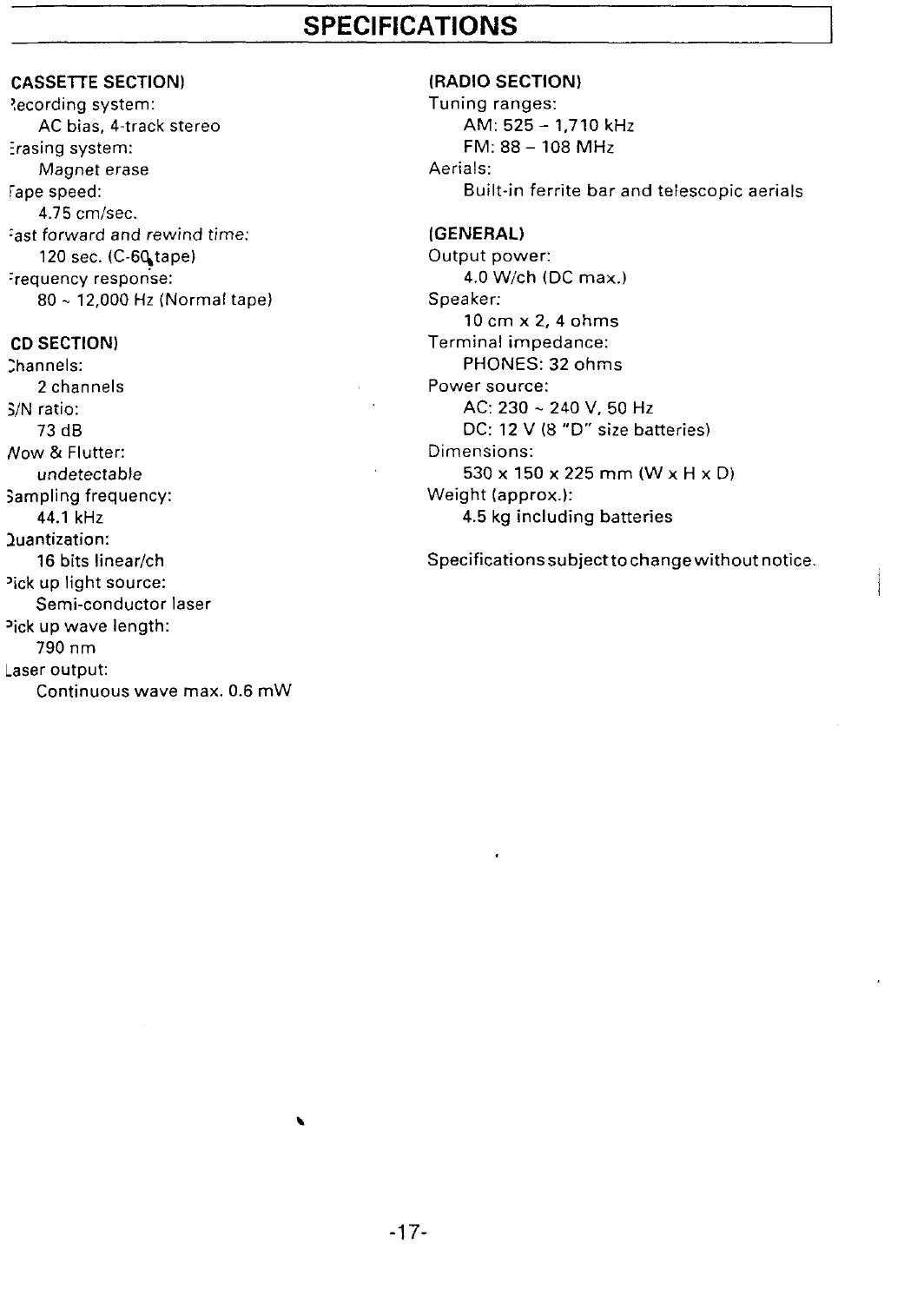# SPECIFICATIONS

**(CASSETTE SECTION)**

Recording system:
AC bias, 4-track stereo

Erasing system:
Magnet erase

Tape speed:
4.75 cm/sec.

Fast forward and rewind time:
120 sec. (C-60 tape)

Frequency response:
80 ~ 12,000 Hz (Normal tape)

**(CD SECTION)**

Channels:
2 channels

S/N ratio:
73 dB

Wow & Flutter:
*undetectable*

Sampling frequency:
44.1 kHz

Quantization:
16 bits linear/ch

Pick up light source:
Semi-conductor laser

Pick up wave length:
790 nm

Laser output:
Continuous wave max. 0.6 mW

**(RADIO SECTION)**

Tuning ranges:
AM: 525 – 1,710 kHz
FM: 88 – 108 MHz

Aerials:
Built-in ferrite bar and telescopic aerials

**(GENERAL)**

Output power:
4.0 W/ch (DC max.)

Speaker:
10 cm x 2, 4 ohms

Terminal impedance:
PHONES: 32 ohms

Power source:
AC: 230 ~ 240 V, 50 Hz
DC: 12 V (8 "D" size batteries)

Dimensions:
530 x 150 x 225 mm (W x H x D)

Weight (approx.):
4.5 kg including batteries

Specifications subject to change without notice.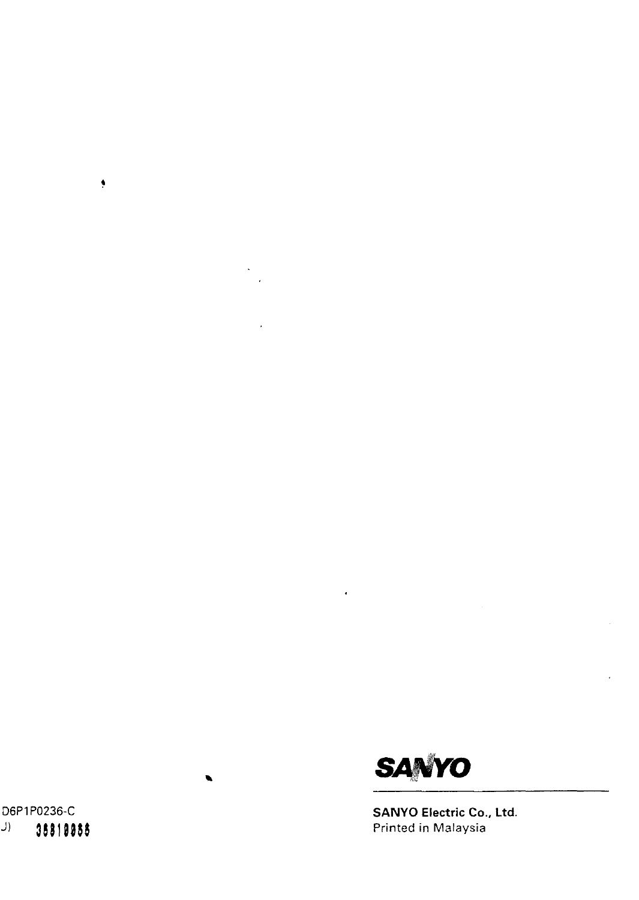D6P1P0236-C

J) 38810086

SANYO

SANYO Electric Co., Ltd.

Printed in Malaysia